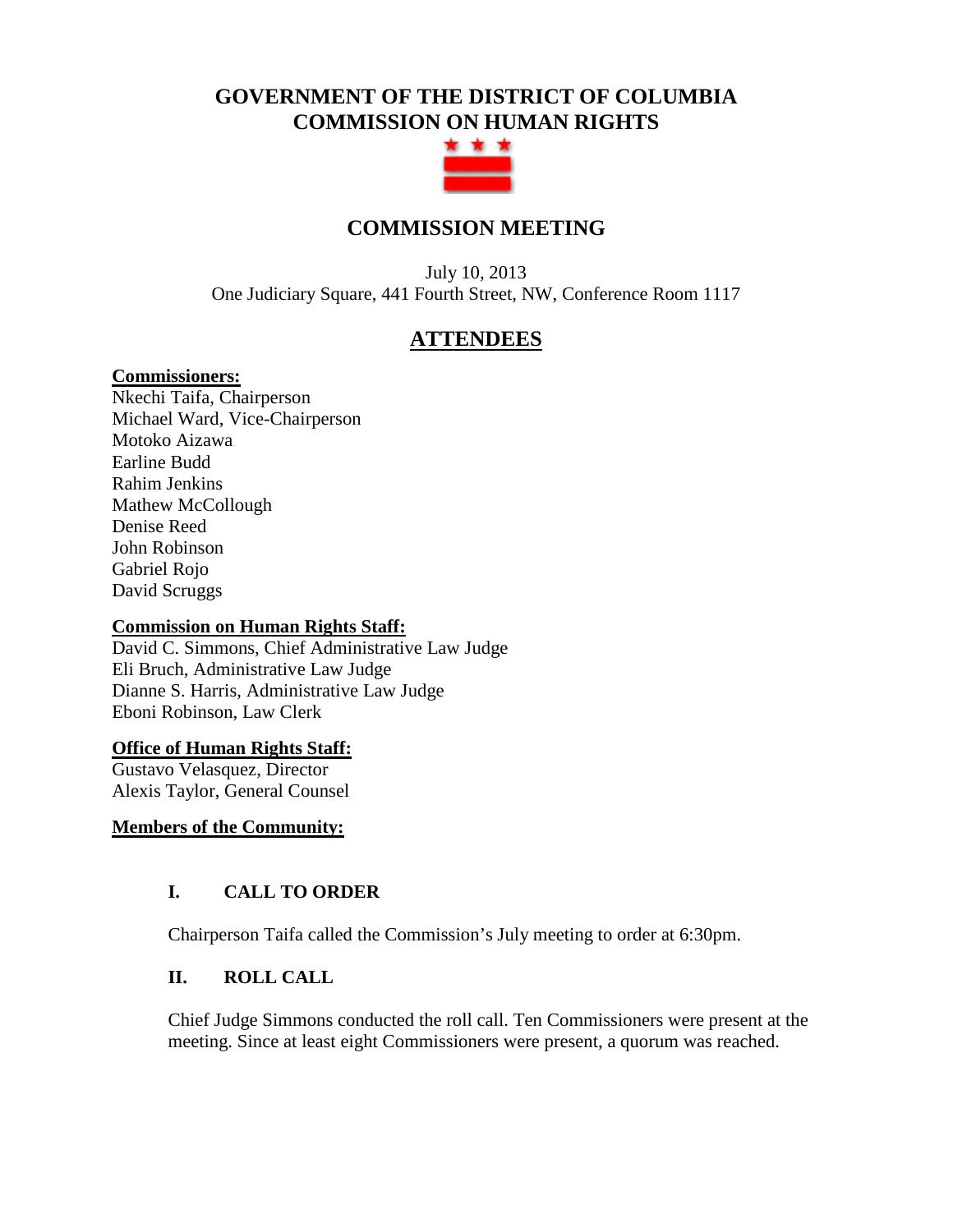# GOVERNMENT OF THE DISTRICT OF COLUMBIA
# COMMISSION ON HUMAN RIGHTS

## COMMISSION MEETING

July 10, 2013
One Judiciary Square, 441 Fourth Street, NW, Conference Room 1117

## ATTENDEES

**Commissioners:**
Nkechi Taifa, Chairperson
Michael Ward, Vice-Chairperson
Motoko Aizawa
Earline Budd
Rahim Jenkins
Mathew McCollough
Denise Reed
John Robinson
Gabriel Rojo
David Scruggs

**Commission on Human Rights Staff:**
David C. Simmons, Chief Administrative Law Judge
Eli Bruch, Administrative Law Judge
Dianne S. Harris, Administrative Law Judge
Eboni Robinson, Law Clerk

**Office of Human Rights Staff:**
Gustavo Velasquez, Director
Alexis Taylor, General Counsel

**Members of the Community:**

### I. CALL TO ORDER

Chairperson Taifa called the Commission's July meeting to order at 6:30pm.

### II. ROLL CALL

Chief Judge Simmons conducted the roll call. Ten Commissioners were present at the meeting. Since at least eight Commissioners were present, a quorum was reached.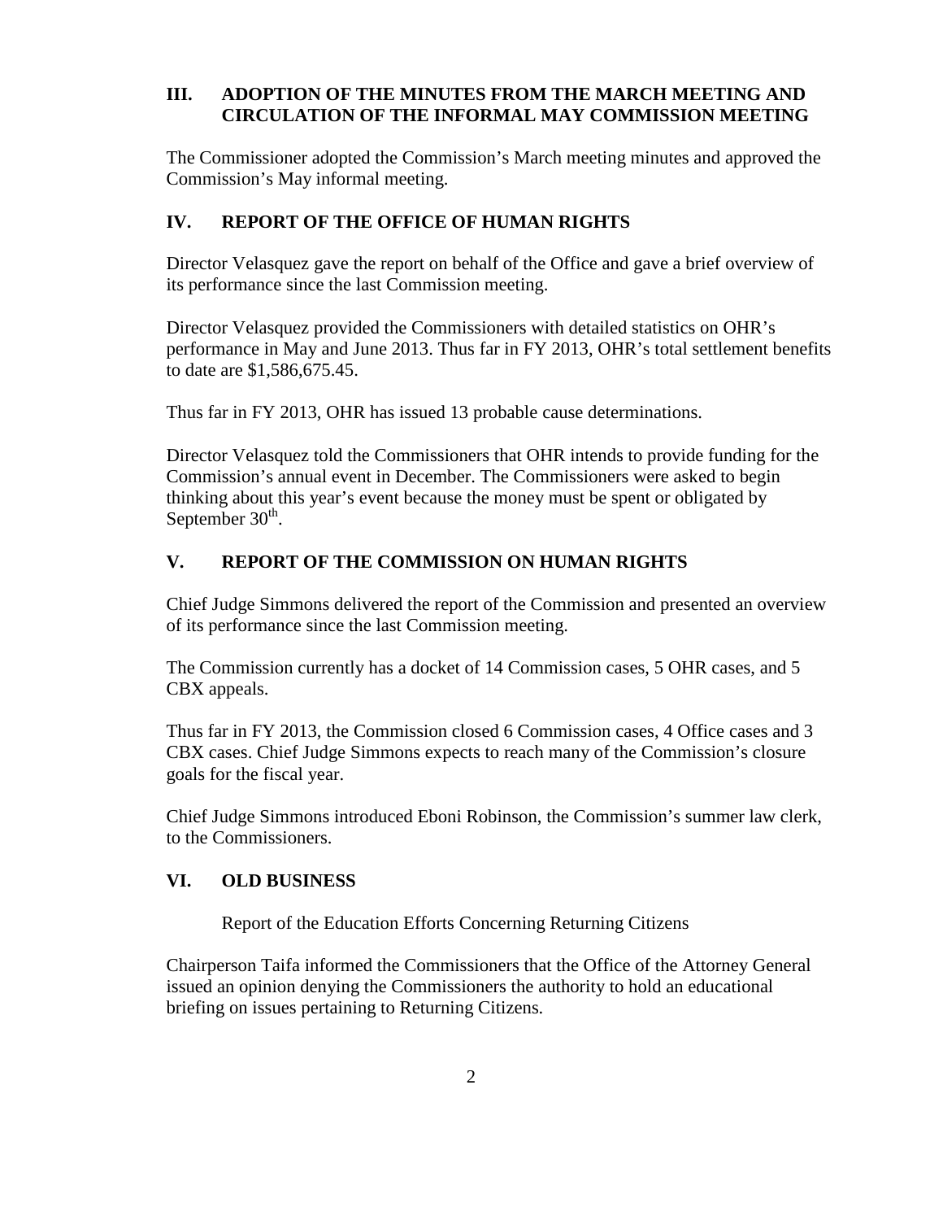## III. ADOPTION OF THE MINUTES FROM THE MARCH MEETING AND CIRCULATION OF THE INFORMAL MAY COMMISSION MEETING

The Commissioner adopted the Commission's March meeting minutes and approved the Commission's May informal meeting.

## IV. REPORT OF THE OFFICE OF HUMAN RIGHTS

Director Velasquez gave the report on behalf of the Office and gave a brief overview of its performance since the last Commission meeting.

Director Velasquez provided the Commissioners with detailed statistics on OHR's performance in May and June 2013. Thus far in FY 2013, OHR's total settlement benefits to date are $1,586,675.45.

Thus far in FY 2013, OHR has issued 13 probable cause determinations.

Director Velasquez told the Commissioners that OHR intends to provide funding for the Commission's annual event in December. The Commissioners were asked to begin thinking about this year's event because the money must be spent or obligated by September 30th.

## V. REPORT OF THE COMMISSION ON HUMAN RIGHTS

Chief Judge Simmons delivered the report of the Commission and presented an overview of its performance since the last Commission meeting.

The Commission currently has a docket of 14 Commission cases, 5 OHR cases, and 5 CBX appeals.

Thus far in FY 2013, the Commission closed 6 Commission cases, 4 Office cases and 3 CBX cases. Chief Judge Simmons expects to reach many of the Commission's closure goals for the fiscal year.

Chief Judge Simmons introduced Eboni Robinson, the Commission's summer law clerk, to the Commissioners.

## VI. OLD BUSINESS

Report of the Education Efforts Concerning Returning Citizens

Chairperson Taifa informed the Commissioners that the Office of the Attorney General issued an opinion denying the Commissioners the authority to hold an educational briefing on issues pertaining to Returning Citizens.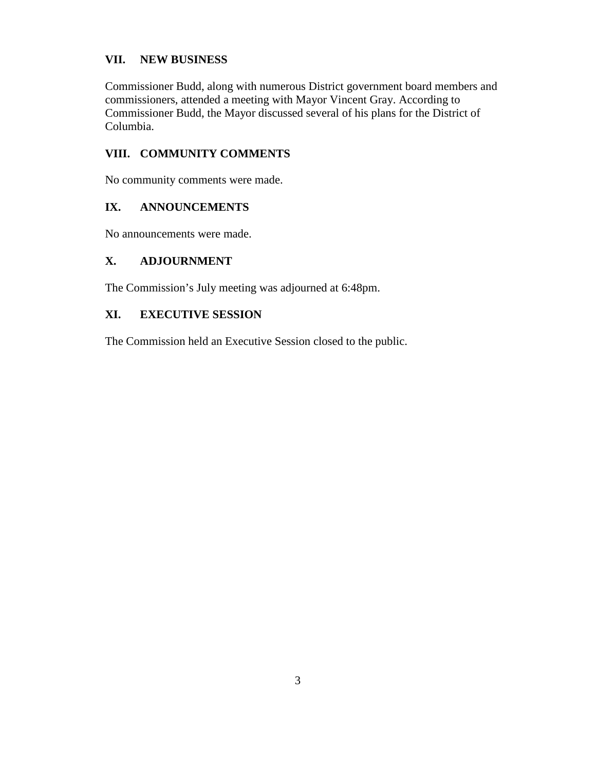## VII. NEW BUSINESS

Commissioner Budd, along with numerous District government board members and commissioners, attended a meeting with Mayor Vincent Gray. According to Commissioner Budd, the Mayor discussed several of his plans for the District of Columbia.

## VIII. COMMUNITY COMMENTS

No community comments were made.

## IX. ANNOUNCEMENTS

No announcements were made.

## X. ADJOURNMENT

The Commission's July meeting was adjourned at 6:48pm.

## XI. EXECUTIVE SESSION

The Commission held an Executive Session closed to the public.